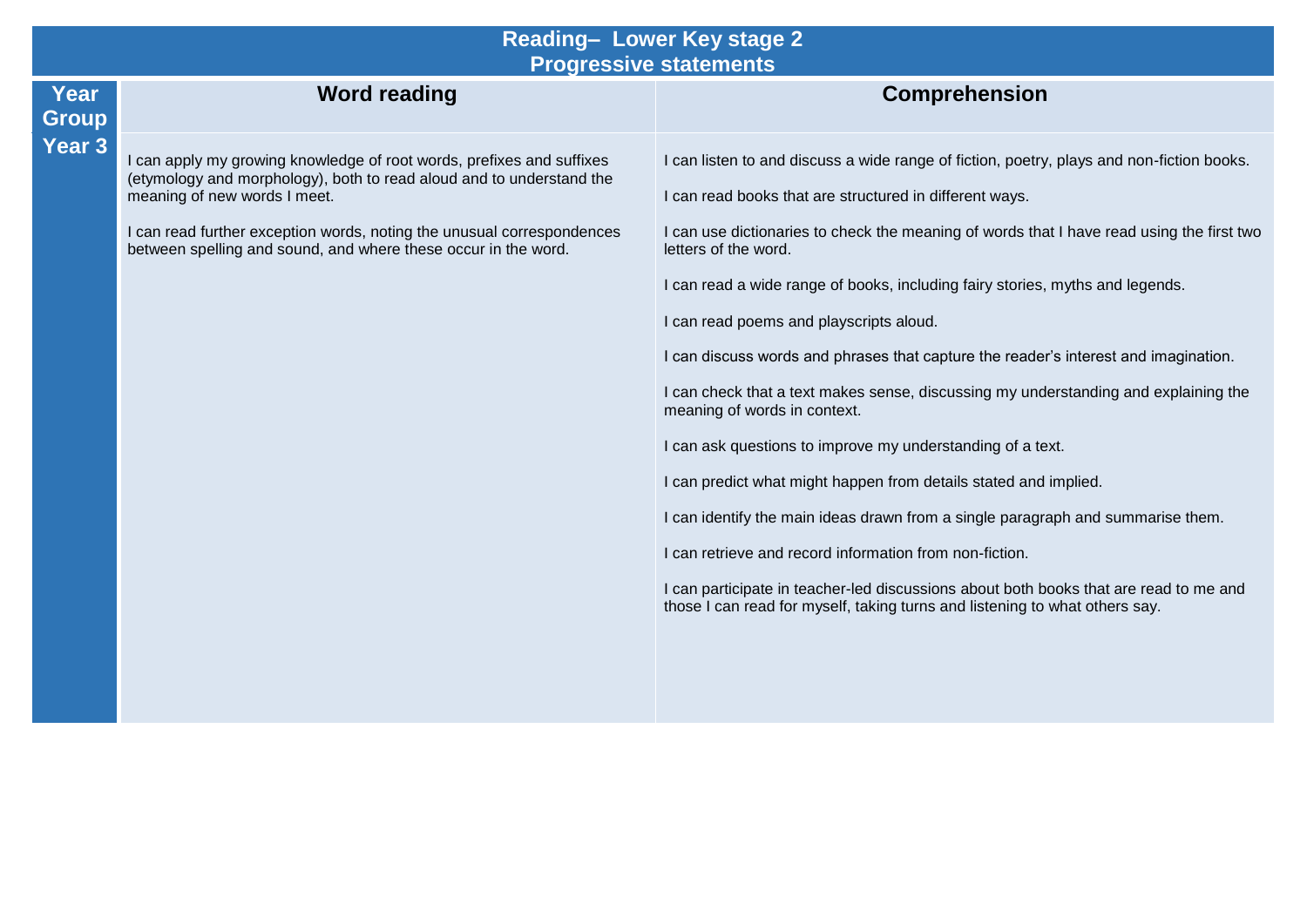# Reading– Lower Key stage 2
## Progressive statements

| Year Group | Word reading | Comprehension |
|---|---|---|
| Year 3 | I can apply my growing knowledge of root words, prefixes and suffixes (etymology and morphology), both to read aloud and to understand the meaning of new words I meet.<br><br>I can read further exception words, noting the unusual correspondences between spelling and sound, and where these occur in the word. | I can listen to and discuss a wide range of fiction, poetry, plays and non-fiction books.<br><br>I can read books that are structured in different ways.<br><br>I can use dictionaries to check the meaning of words that I have read using the first two letters of the word.<br><br>I can read a wide range of books, including fairy stories, myths and legends.<br><br>I can read poems and playscripts aloud.<br><br>I can discuss words and phrases that capture the reader's interest and imagination.<br><br>I can check that a text makes sense, discussing my understanding and explaining the meaning of words in context.<br><br>I can ask questions to improve my understanding of a text.<br><br>I can predict what might happen from details stated and implied.<br><br>I can identify the main ideas drawn from a single paragraph and summarise them.<br><br>I can retrieve and record information from non-fiction.<br><br>I can participate in teacher-led discussions about both books that are read to me and those I can read for myself, taking turns and listening to what others say. |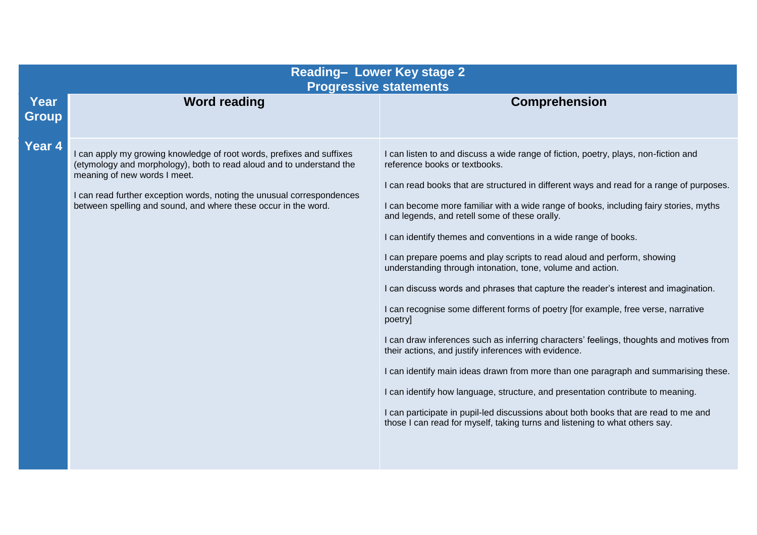| Reading– Lower Key stage 2<br>Progressive statements | | |
|---|---|---|
| **Year Group** | **Word reading** | **Comprehension** |
| **Year 4** | I can apply my growing knowledge of root words, prefixes and suffixes (etymology and morphology), both to read aloud and to understand the meaning of new words I meet.<br><br>I can read further exception words, noting the unusual correspondences between spelling and sound, and where these occur in the word. | I can listen to and discuss a wide range of fiction, poetry, plays, non-fiction and reference books or textbooks.<br><br>I can read books that are structured in different ways and read for a range of purposes.<br><br>I can become more familiar with a wide range of books, including fairy stories, myths and legends, and retell some of these orally.<br><br>I can identify themes and conventions in a wide range of books.<br><br>I can prepare poems and play scripts to read aloud and perform, showing understanding through intonation, tone, volume and action.<br><br>I can discuss words and phrases that capture the reader's interest and imagination.<br><br>I can recognise some different forms of poetry [for example, free verse, narrative poetry]<br><br>I can draw inferences such as inferring characters' feelings, thoughts and motives from their actions, and justify inferences with evidence.<br><br>I can identify main ideas drawn from more than one paragraph and summarising these.<br><br>I can identify how language, structure, and presentation contribute to meaning.<br><br>I can participate in pupil-led discussions about both books that are read to me and those I can read for myself, taking turns and listening to what others say. |